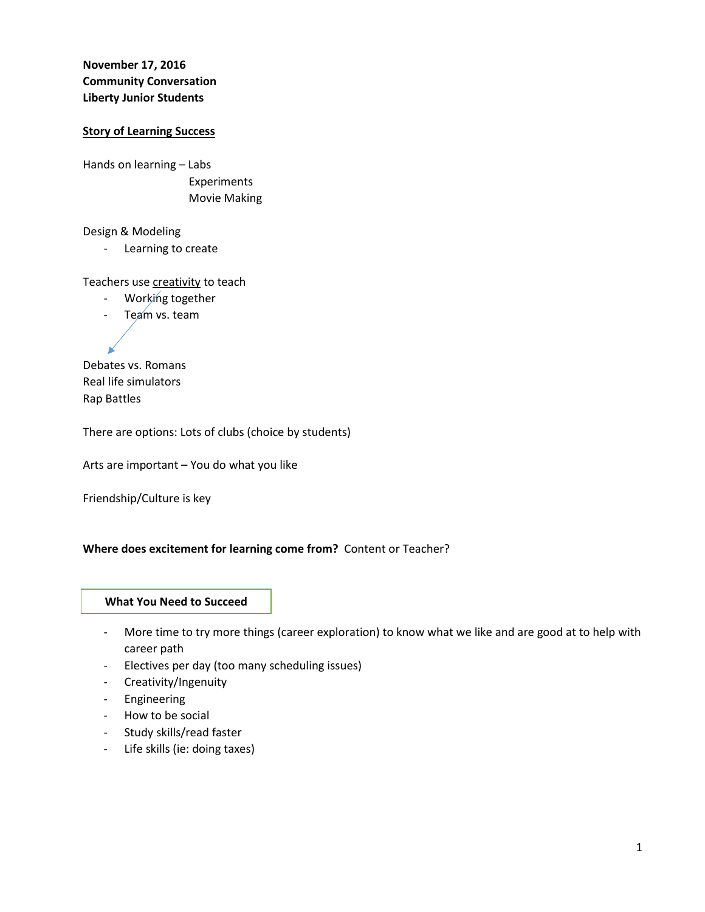**November 17, 2016**
**Community Conversation**
**Liberty Junior Students**

**<u>Story of Learning Success</u>**

Hands on learning – Labs
Experiments
Movie Making

Design & Modeling

- Learning to create

Teachers use <u>creativity</u> to teach

- Working together
- Team vs. team

Debates vs. Romans
Real life simulators
Rap Battles

There are options: Lots of clubs (choice by students)

Arts are important – You do what you like

Friendship/Culture is key

**Where does excitement for learning come from?** Content or Teacher?

**What You Need to Succeed**

- More time to try more things (career exploration) to know what we like and are good at to help with career path
- Electives per day (too many scheduling issues)
- Creativity/Ingenuity
- Engineering
- How to be social
- Study skills/read faster
- Life skills (ie: doing taxes)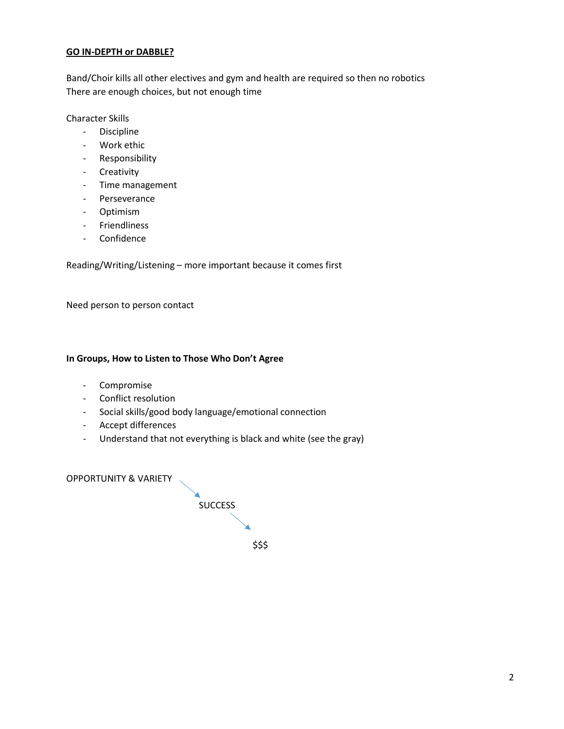**GO IN-DEPTH or DABBLE?**

Band/Choir kills all other electives and gym and health are required so then no robotics
There are enough choices, but not enough time

Character Skills

- Discipline
- Work ethic
- Responsibility
- Creativity
- Time management
- Perseverance
- Optimism
- Friendliness
- Confidence

Reading/Writing/Listening – more important because it comes first

Need person to person contact

**In Groups, How to Listen to Those Who Don't Agree**

- Compromise
- Conflict resolution
- Social skills/good body language/emotional connection
- Accept differences
- Understand that not everything is black and white (see the gray)

OPPORTUNITY & VARIETY → SUCCESS → $$$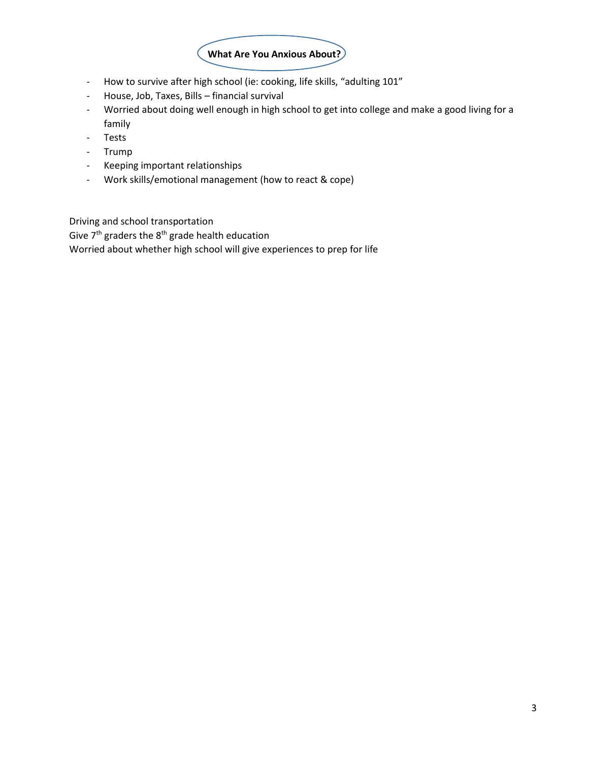## What Are You Anxious About?

- How to survive after high school (ie: cooking, life skills, "adulting 101"
- House, Job, Taxes, Bills – financial survival
- Worried about doing well enough in high school to get into college and make a good living for a family
- Tests
- Trump
- Keeping important relationships
- Work skills/emotional management (how to react & cope)

Driving and school transportation
Give 7th graders the 8th grade health education
Worried about whether high school will give experiences to prep for life